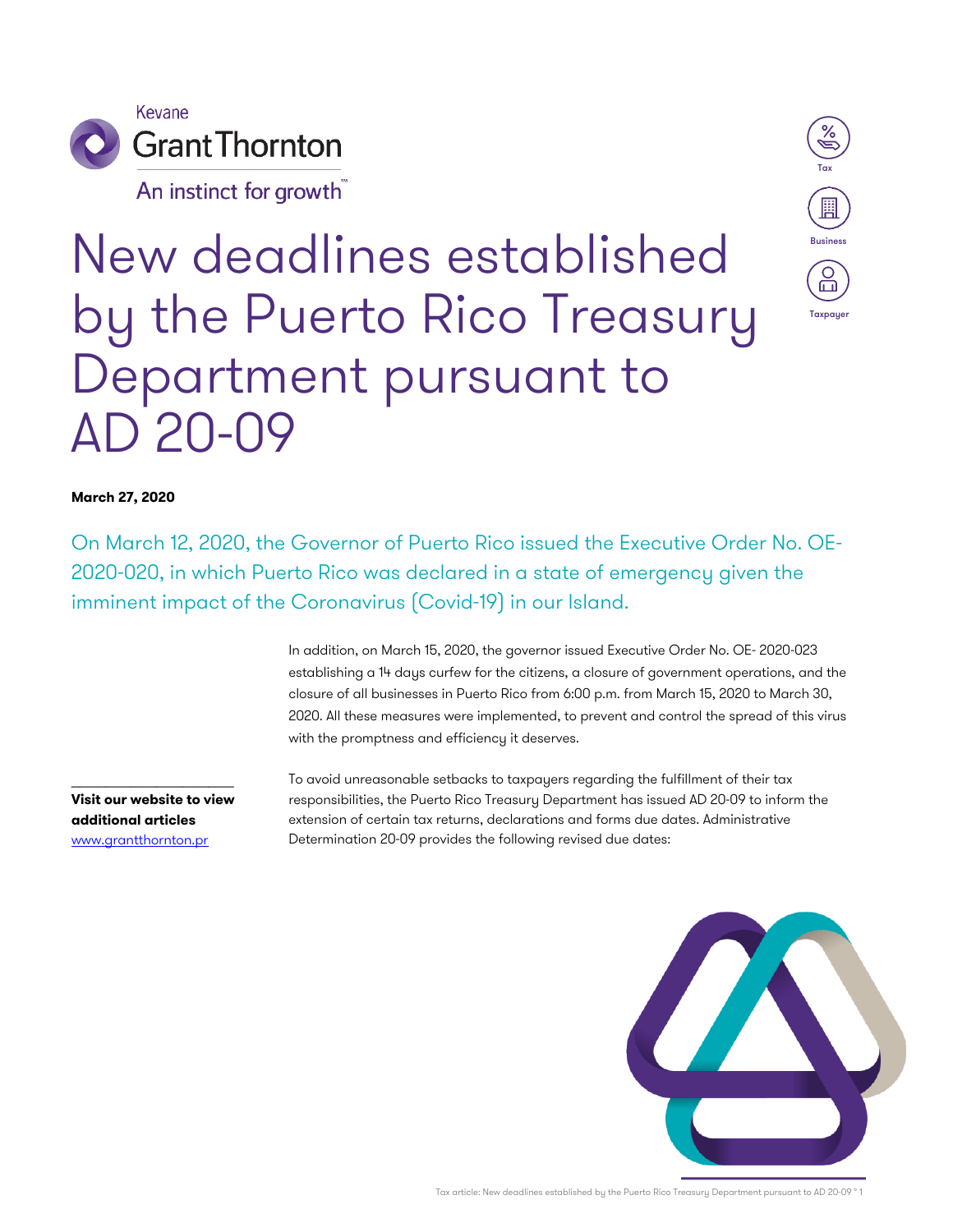Kevane Grant Thornton

An instinct for growth™

Tax | Business | Taxpayer

# New deadlines established by the Puerto Rico Treasury Department pursuant to AD 20-09

**March 27, 2020**

On March 12, 2020, the Governor of Puerto Rico issued the Executive Order No. OE-2020-020, in which Puerto Rico was declared in a state of emergency given the imminent impact of the Coronavirus (Covid-19) in our Island.

In addition, on March 15, 2020, the governor issued Executive Order No. OE- 2020-023 establishing a 14 days curfew for the citizens, a closure of government operations, and the closure of all businesses in Puerto Rico from 6:00 p.m. from March 15, 2020 to March 30, 2020. All these measures were implemented, to prevent and control the spread of this virus with the promptness and efficiency it deserves.

To avoid unreasonable setbacks to taxpayers regarding the fulfillment of their tax responsibilities, the Puerto Rico Treasury Department has issued AD 20-09 to inform the extension of certain tax returns, declarations and forms due dates. Administrative Determination 20-09 provides the following revised due dates:

**Visit our website to view additional articles**
[www.grantthornton.pr](www.grantthornton.pr)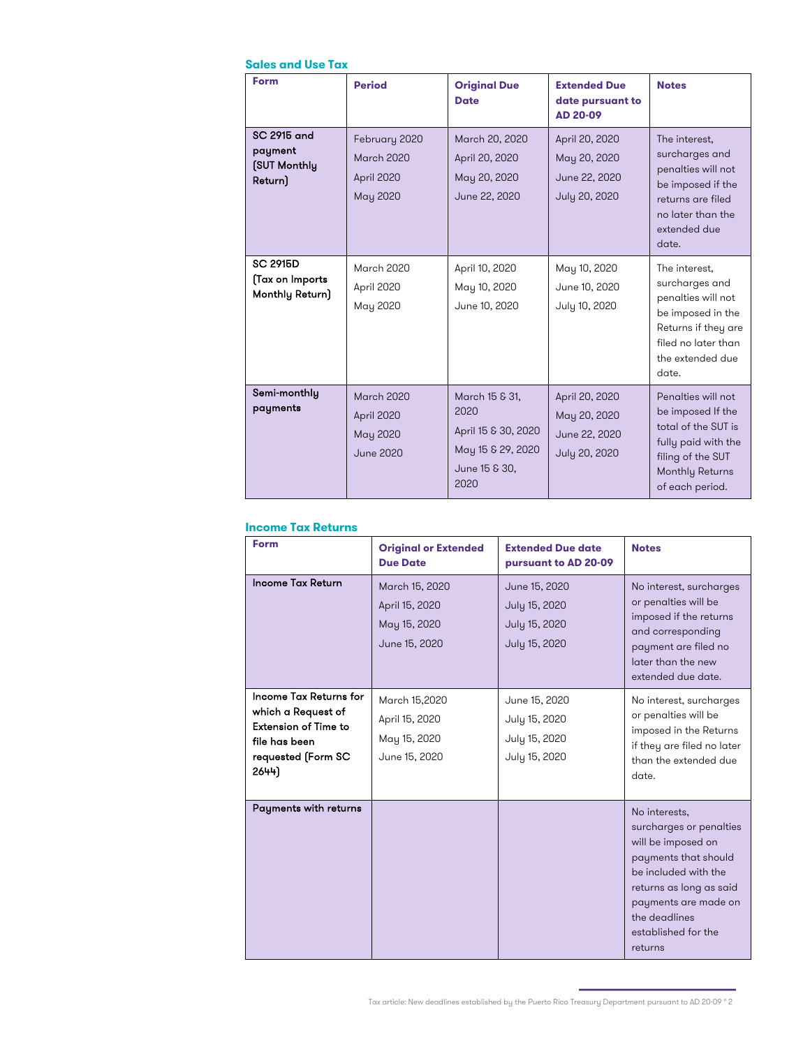### Sales and Use Tax

| Form | Period | Original Due Date | Extended Due date pursuant to AD 20-09 | Notes |
|---|---|---|---|---|
| SC 2915 and payment (SUT Monthly Return) | February 2020<br>March 2020<br>April 2020<br>May 2020 | March 20, 2020<br>April 20, 2020<br>May 20, 2020<br>June 22, 2020 | April 20, 2020<br>May 20, 2020<br>June 22, 2020<br>July 20, 2020 | The interest, surcharges and penalties will not be imposed if the returns are filed no later than the extended due date. |
| SC 2915D (Tax on Imports Monthly Return) | March 2020<br>April 2020<br>May 2020 | April 10, 2020<br>May 10, 2020<br>June 10, 2020 | May 10, 2020<br>June 10, 2020<br>July 10, 2020 | The interest, surcharges and penalties will not be imposed in the Returns if they are filed no later than the extended due date. |
| Semi-monthly payments | March 2020<br>April 2020<br>May 2020<br>June 2020 | March 15 & 31, 2020<br>April 15 & 30, 2020<br>May 15 & 29, 2020<br>June 15 & 30, 2020 | April 20, 2020<br>May 20, 2020<br>June 22, 2020<br>July 20, 2020 | Penalties will not be imposed If the total of the SUT is fully paid with the filing of the SUT Monthly Returns of each period. |

### Income Tax Returns

| Form | Original or Extended Due Date | Extended Due date pursuant to AD 20-09 | Notes |
|---|---|---|---|
| Income Tax Return | March 15, 2020<br>April 15, 2020<br>May 15, 2020<br>June 15, 2020 | June 15, 2020<br>July 15, 2020<br>July 15, 2020<br>July 15, 2020 | No interest, surcharges or penalties will be imposed if the returns and corresponding payment are filed no later than the new extended due date. |
| Income Tax Returns for which a Request of Extension of Time to file has been requested (Form SC 2644) | March 15,2020<br>April 15, 2020<br>May 15, 2020<br>June 15, 2020 | June 15, 2020<br>July 15, 2020<br>July 15, 2020<br>July 15, 2020 | No interest, surcharges or penalties will be imposed in the Returns if they are filed no later than the extended due date. |
| Payments with returns | | | No interests, surcharges or penalties will be imposed on payments that should be included with the returns as long as said payments are made on the deadlines established for the returns |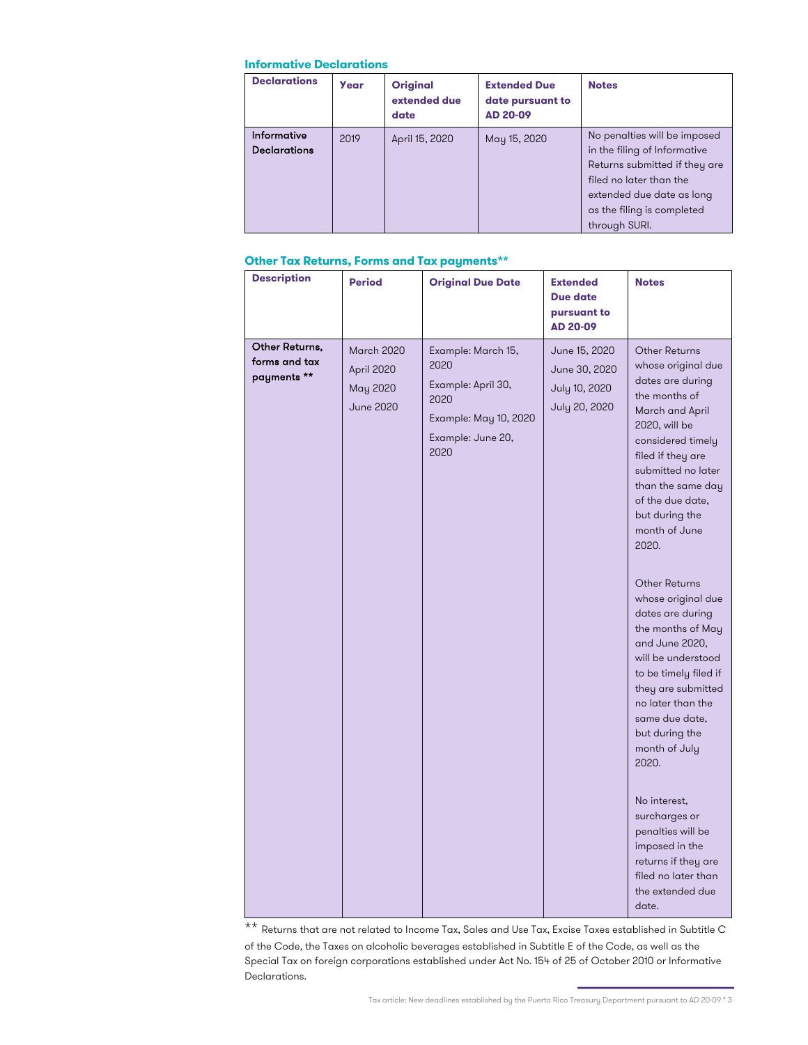### Informative Declarations

| Declarations | Year | Original extended due date | Extended Due date pursuant to AD 20-09 | Notes |
|---|---|---|---|---|
| Informative Declarations | 2019 | April 15, 2020 | May 15, 2020 | No penalties will be imposed in the filing of Informative Returns submitted if they are filed no later than the extended due date as long as the filing is completed through SURI. |

### Other Tax Returns, Forms and Tax payments**

| Description | Period | Original Due Date | Extended Due date pursuant to AD 20-09 | Notes |
|---|---|---|---|---|
| Other Returns, forms and tax payments ** | March 2020<br>April 2020<br>May 2020<br>June 2020 | Example: March 15, 2020<br>Example: April 30, 2020<br>Example: May 10, 2020<br>Example: June 20, 2020 | June 15, 2020<br>June 30, 2020<br>July 10, 2020<br>July 20, 2020 | Other Returns whose original due dates are during the months of March and April 2020, will be considered timely filed if they are submitted no later than the same day of the due date, but during the month of June 2020.<br><br>Other Returns whose original due dates are during the months of May and June 2020, will be understood to be timely filed if they are submitted no later than the same due date, but during the month of July 2020.<br><br>No interest, surcharges or penalties will be imposed in the returns if they are filed no later than the extended due date. |

** Returns that are not related to Income Tax, Sales and Use Tax, Excise Taxes established in Subtitle C of the Code, the Taxes on alcoholic beverages established in Subtitle E of the Code, as well as the Special Tax on foreign corporations established under Act No. 154 of 25 of October 2010 or Informative Declarations.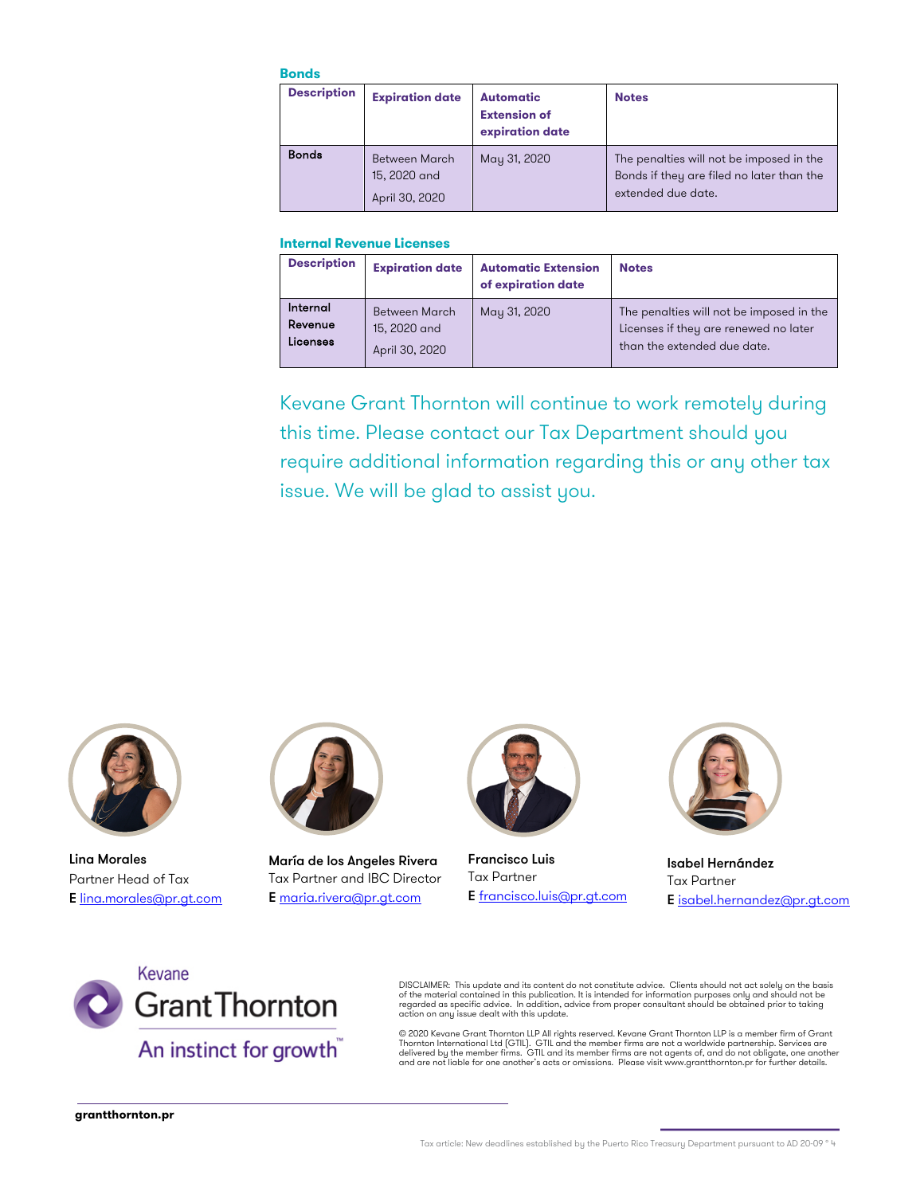### Bonds

| Description | Expiration date | Automatic Extension of expiration date | Notes |
| --- | --- | --- | --- |
| Bonds | Between March 15, 2020 and April 30, 2020 | May 31, 2020 | The penalties will not be imposed in the Bonds if they are filed no later than the extended due date. |

### Internal Revenue Licenses

| Description | Expiration date | Automatic Extension of expiration date | Notes |
| --- | --- | --- | --- |
| Internal Revenue Licenses | Between March 15, 2020 and April 30, 2020 | May 31, 2020 | The penalties will not be imposed in the Licenses if they are renewed no later than the extended due date. |

Kevane Grant Thornton will continue to work remotely during this time. Please contact our Tax Department should you require additional information regarding this or any other tax issue. We will be glad to assist you.

**Lina Morales**
Partner Head of Tax
**E** lina.morales@pr.gt.com

**María de los Angeles Rivera**
Tax Partner and IBC Director
**E** maria.rivera@pr.gt.com

**Francisco Luis**
Tax Partner
**E** francisco.luis@pr.gt.com

**Isabel Hernández**
Tax Partner
**E** isabel.hernandez@pr.gt.com

Kevane Grant Thornton
An instinct for growth™

DISCLAIMER: This update and its content do not constitute advice. Clients should not act solely on the basis of the material contained in this publication. It is intended for information purposes only and should not be regarded as specific advice. In addition, advice from proper consultant should be obtained prior to taking action on any issue dealt with this update.

© 2020 Kevane Grant Thornton LLP All rights reserved. Kevane Grant Thornton LLP is a member firm of Grant Thornton International Ltd (GTIL). GTIL and the member firms are not a worldwide partnership. Services are delivered by the member firms. GTIL and its member firms are not agents of, and do not obligate, one another and are not liable for one another's acts or omissions. Please visit www.grantthornton.pr for further details.

**grantthornton.pr**